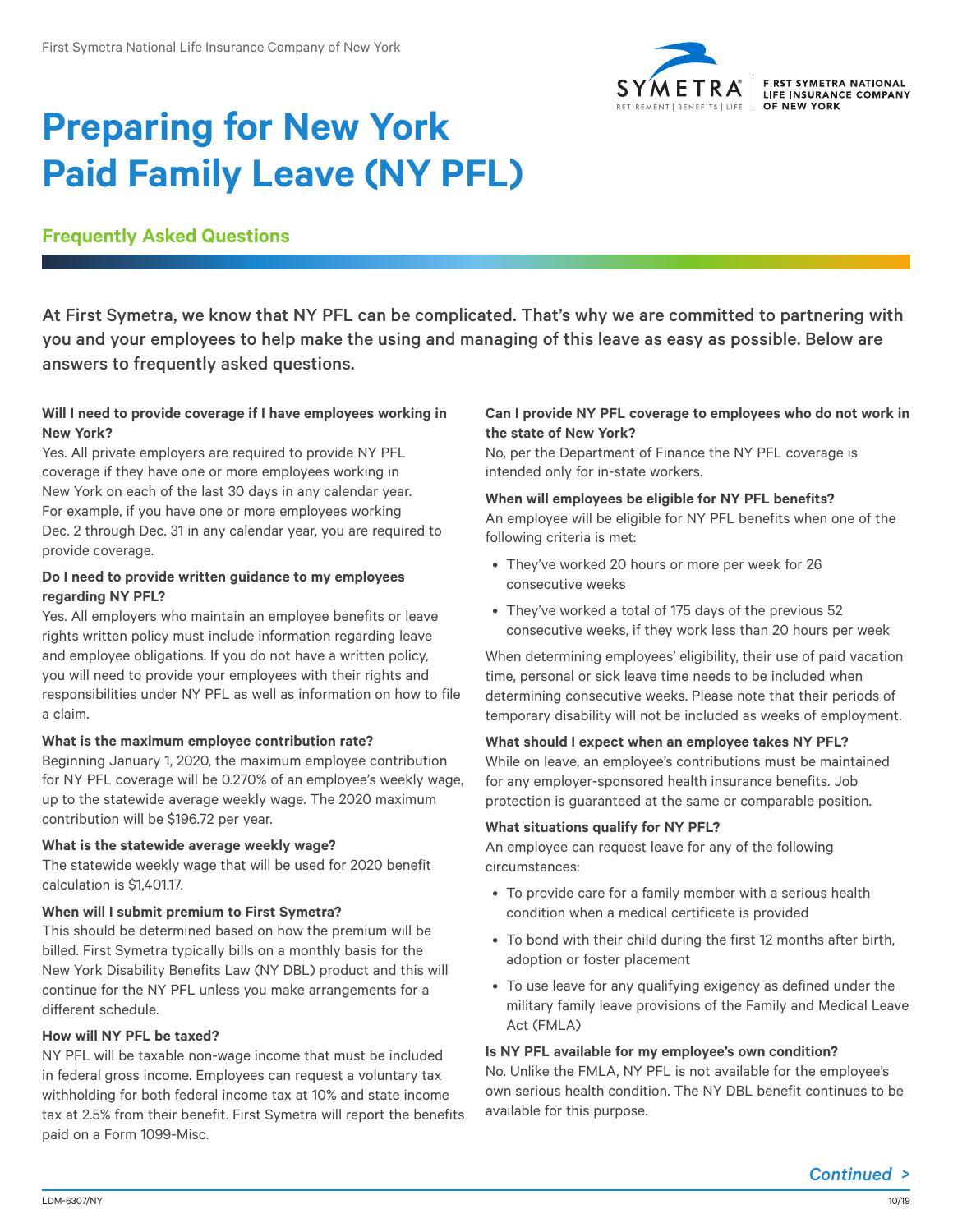# Preparing for New York Paid Family Leave (NY PFL)

## Frequently Asked Questions

At First Symetra, we know that NY PFL can be complicated. That's why we are committed to partnering with you and your employees to help make the using and managing of this leave as easy as possible. Below are answers to frequently asked questions.

**Will I need to provide coverage if I have employees working in New York?**

Yes. All private employers are required to provide NY PFL coverage if they have one or more employees working in New York on each of the last 30 days in any calendar year. For example, if you have one or more employees working Dec. 2 through Dec. 31 in any calendar year, you are required to provide coverage.

**Do I need to provide written guidance to my employees regarding NY PFL?**

Yes. All employers who maintain an employee benefits or leave rights written policy must include information regarding leave and employee obligations. If you do not have a written policy, you will need to provide your employees with their rights and responsibilities under NY PFL as well as information on how to file a claim.

**What is the maximum employee contribution rate?**

Beginning January 1, 2020, the maximum employee contribution for NY PFL coverage will be 0.270% of an employee's weekly wage, up to the statewide average weekly wage. The 2020 maximum contribution will be $196.72 per year.

**What is the statewide average weekly wage?**

The statewide weekly wage that will be used for 2020 benefit calculation is $1,401.17.

**When will I submit premium to First Symetra?**

This should be determined based on how the premium will be billed. First Symetra typically bills on a monthly basis for the New York Disability Benefits Law (NY DBL) product and this will continue for the NY PFL unless you make arrangements for a different schedule.

**How will NY PFL be taxed?**

NY PFL will be taxable non-wage income that must be included in federal gross income. Employees can request a voluntary tax withholding for both federal income tax at 10% and state income tax at 2.5% from their benefit. First Symetra will report the benefits paid on a Form 1099-Misc.

**Can I provide NY PFL coverage to employees who do not work in the state of New York?**

No, per the Department of Finance the NY PFL coverage is intended only for in-state workers.

**When will employees be eligible for NY PFL benefits?**

An employee will be eligible for NY PFL benefits when one of the following criteria is met:

- They've worked 20 hours or more per week for 26 consecutive weeks
- They've worked a total of 175 days of the previous 52 consecutive weeks, if they work less than 20 hours per week

When determining employees' eligibility, their use of paid vacation time, personal or sick leave time needs to be included when determining consecutive weeks. Please note that their periods of temporary disability will not be included as weeks of employment.

**What should I expect when an employee takes NY PFL?**

While on leave, an employee's contributions must be maintained for any employer-sponsored health insurance benefits. Job protection is guaranteed at the same or comparable position.

**What situations qualify for NY PFL?**

An employee can request leave for any of the following circumstances:

- To provide care for a family member with a serious health condition when a medical certificate is provided
- To bond with their child during the first 12 months after birth, adoption or foster placement
- To use leave for any qualifying exigency as defined under the military family leave provisions of the Family and Medical Leave Act (FMLA)

**Is NY PFL available for my employee's own condition?**

No. Unlike the FMLA, NY PFL is not available for the employee's own serious health condition. The NY DBL benefit continues to be available for this purpose.

*Continued >*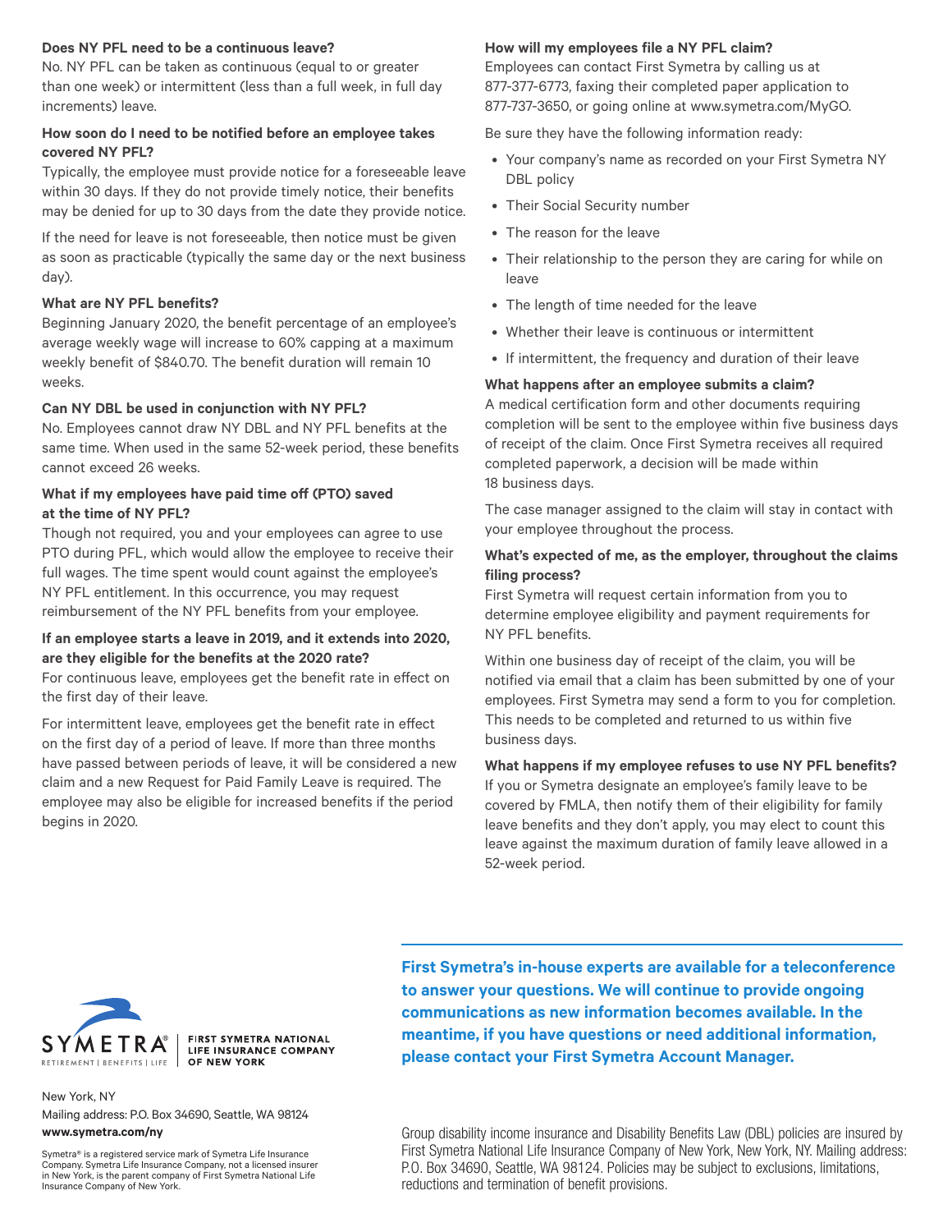**Does NY PFL need to be a continuous leave?**
No. NY PFL can be taken as continuous (equal to or greater than one week) or intermittent (less than a full week, in full day increments) leave.

**How soon do I need to be notified before an employee takes covered NY PFL?**
Typically, the employee must provide notice for a foreseeable leave within 30 days. If they do not provide timely notice, their benefits may be denied for up to 30 days from the date they provide notice.

If the need for leave is not foreseeable, then notice must be given as soon as practicable (typically the same day or the next business day).

**What are NY PFL benefits?**
Beginning January 2020, the benefit percentage of an employee's average weekly wage will increase to 60% capping at a maximum weekly benefit of $840.70. The benefit duration will remain 10 weeks.

**Can NY DBL be used in conjunction with NY PFL?**
No. Employees cannot draw NY DBL and NY PFL benefits at the same time. When used in the same 52-week period, these benefits cannot exceed 26 weeks.

**What if my employees have paid time off (PTO) saved at the time of NY PFL?**
Though not required, you and your employees can agree to use PTO during PFL, which would allow the employee to receive their full wages. The time spent would count against the employee's NY PFL entitlement. In this occurrence, you may request reimbursement of the NY PFL benefits from your employee.

**If an employee starts a leave in 2019, and it extends into 2020, are they eligible for the benefits at the 2020 rate?**
For continuous leave, employees get the benefit rate in effect on the first day of their leave.

For intermittent leave, employees get the benefit rate in effect on the first day of a period of leave. If more than three months have passed between periods of leave, it will be considered a new claim and a new Request for Paid Family Leave is required. The employee may also be eligible for increased benefits if the period begins in 2020.

**How will my employees file a NY PFL claim?**
Employees can contact First Symetra by calling us at 877-377-6773, faxing their completed paper application to 877-737-3650, or going online at www.symetra.com/MyGO.

Be sure they have the following information ready:

- Your company's name as recorded on your First Symetra NY DBL policy
- Their Social Security number
- The reason for the leave
- Their relationship to the person they are caring for while on leave
- The length of time needed for the leave
- Whether their leave is continuous or intermittent
- If intermittent, the frequency and duration of their leave

**What happens after an employee submits a claim?**
A medical certification form and other documents requiring completion will be sent to the employee within five business days of receipt of the claim. Once First Symetra receives all required completed paperwork, a decision will be made within 18 business days.

The case manager assigned to the claim will stay in contact with your employee throughout the process.

**What's expected of me, as the employer, throughout the claims filing process?**
First Symetra will request certain information from you to determine employee eligibility and payment requirements for NY PFL benefits.

Within one business day of receipt of the claim, you will be notified via email that a claim has been submitted by one of your employees. First Symetra may send a form to you for completion. This needs to be completed and returned to us within five business days.

**What happens if my employee refuses to use NY PFL benefits?**
If you or Symetra designate an employee's family leave to be covered by FMLA, then notify them of their eligibility for family leave benefits and they don't apply, you may elect to count this leave against the maximum duration of family leave allowed in a 52-week period.

**First Symetra's in-house experts are available for a teleconference to answer your questions. We will continue to provide ongoing communications as new information becomes available. In the meantime, if you have questions or need additional information, please contact your First Symetra Account Manager.**

SYMETRA® RETIREMENT | BENEFITS | LIFE
FIRST SYMETRA NATIONAL LIFE INSURANCE COMPANY OF NEW YORK

New York, NY
Mailing address: P.O. Box 34690, Seattle, WA 98124
**www.symetra.com/ny**

Symetra® is a registered service mark of Symetra Life Insurance Company. Symetra Life Insurance Company, not a licensed insurer in New York, is the parent company of First Symetra National Life Insurance Company of New York.

Group disability income insurance and Disability Benefits Law (DBL) policies are insured by First Symetra National Life Insurance Company of New York, New York, NY. Mailing address: P.O. Box 34690, Seattle, WA 98124. Policies may be subject to exclusions, limitations, reductions and termination of benefit provisions.